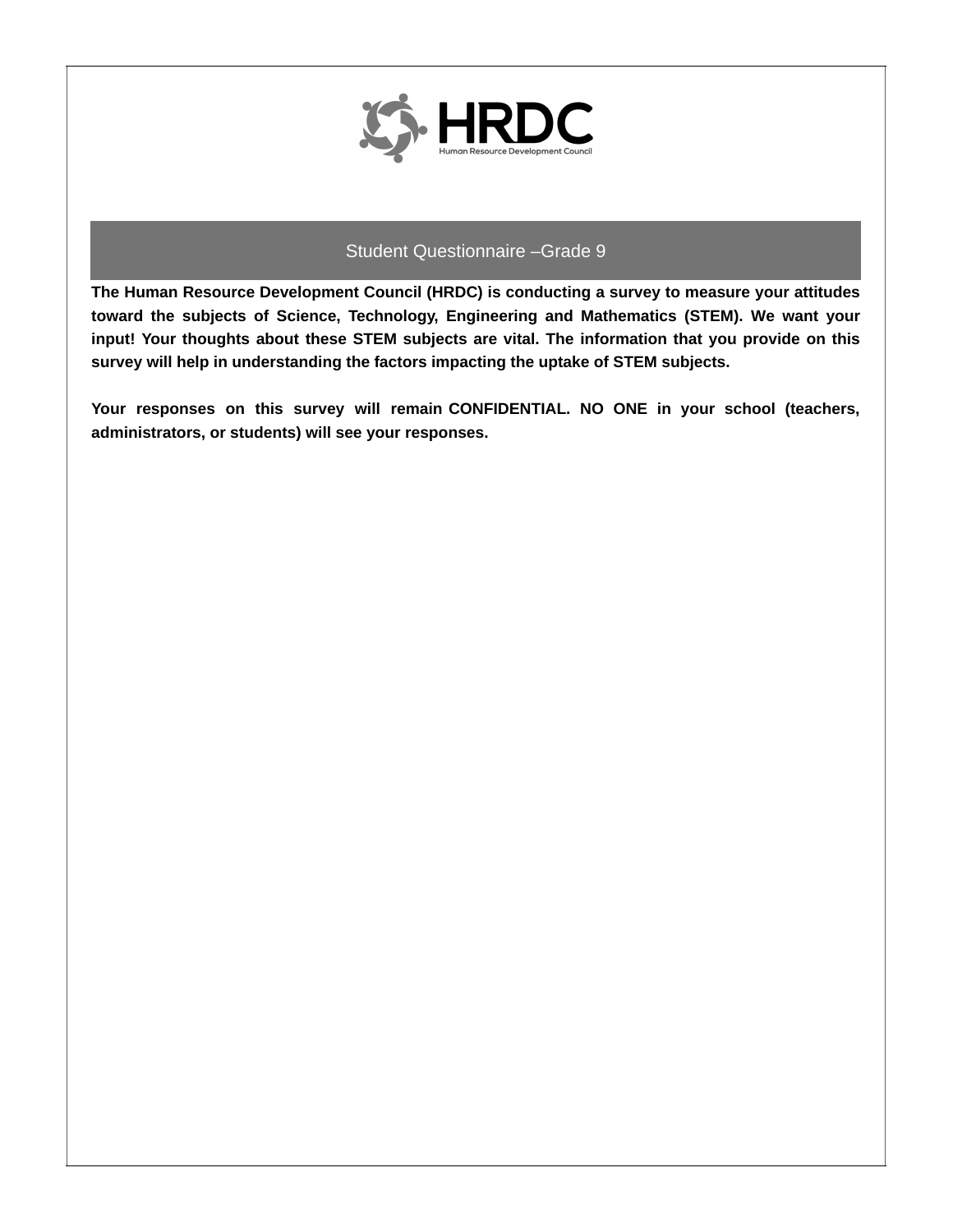HRDC

Human Resource Development Council

# Student Questionnaire –Grade 9

**The Human Resource Development Council (HRDC) is conducting a survey to measure your attitudes toward the subjects of Science, Technology, Engineering and Mathematics (STEM). We want your input! Your thoughts about these STEM subjects are vital. The information that you provide on this survey will help in understanding the factors impacting the uptake of STEM subjects.**

**Your responses on this survey will remain CONFIDENTIAL. NO ONE in your school (teachers, administrators, or students) will see your responses.**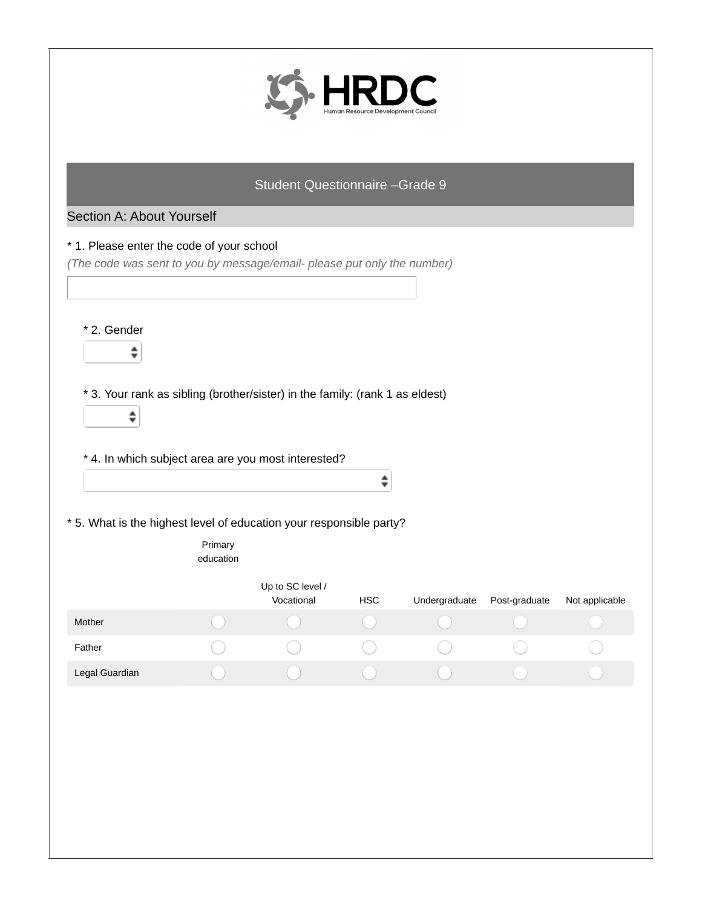# Student Questionnaire –Grade 9

## Section A: About Yourself

\* 1. Please enter the code of your school

*(The code was sent to you by message/email- please put only the number)*

\* 2. Gender

\* 3. Your rank as sibling (brother/sister) in the family: (rank 1 as eldest)

\* 4. In which subject area are you most interested?

\* 5. What is the highest level of education your responsible party?

| | Primary education | Up to SC level / Vocational | HSC | Undergraduate | Post-graduate | Not applicable |
|---|---|---|---|---|---|---|
| Mother | ◯ | ◯ | ◯ | ◯ | ◯ | ◯ |
| Father | ◯ | ◯ | ◯ | ◯ | ◯ | ◯ |
| Legal Guardian | ◯ | ◯ | ◯ | ◯ | ◯ | ◯ |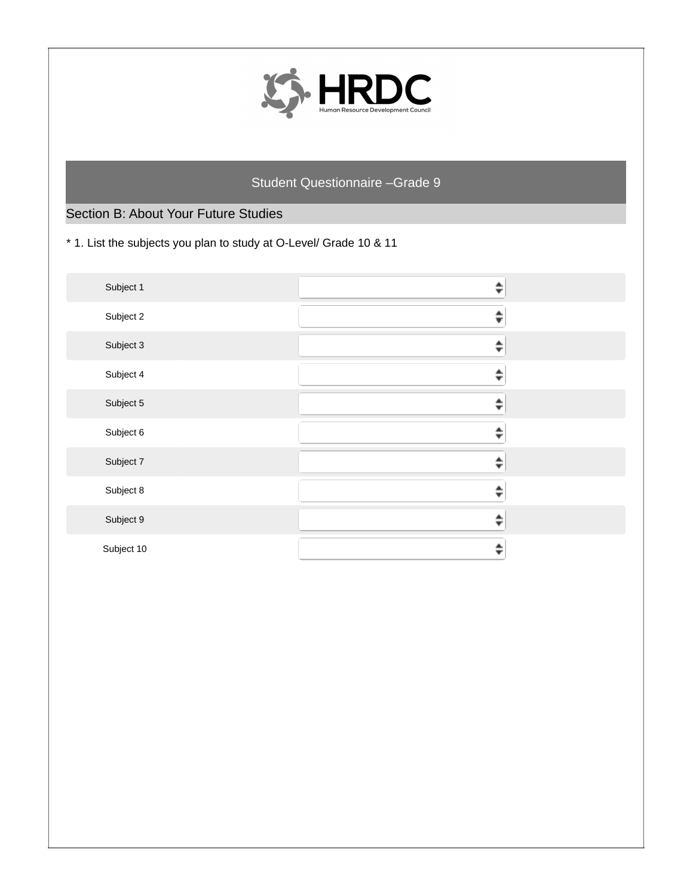# Student Questionnaire –Grade 9

## Section B: About Your Future Studies

* 1. List the subjects you plan to study at O-Level/ Grade 10 & 11

| | |
|---|---|
| Subject 1 | |
| Subject 2 | |
| Subject 3 | |
| Subject 4 | |
| Subject 5 | |
| Subject 6 | |
| Subject 7 | |
| Subject 8 | |
| Subject 9 | |
| Subject 10 | |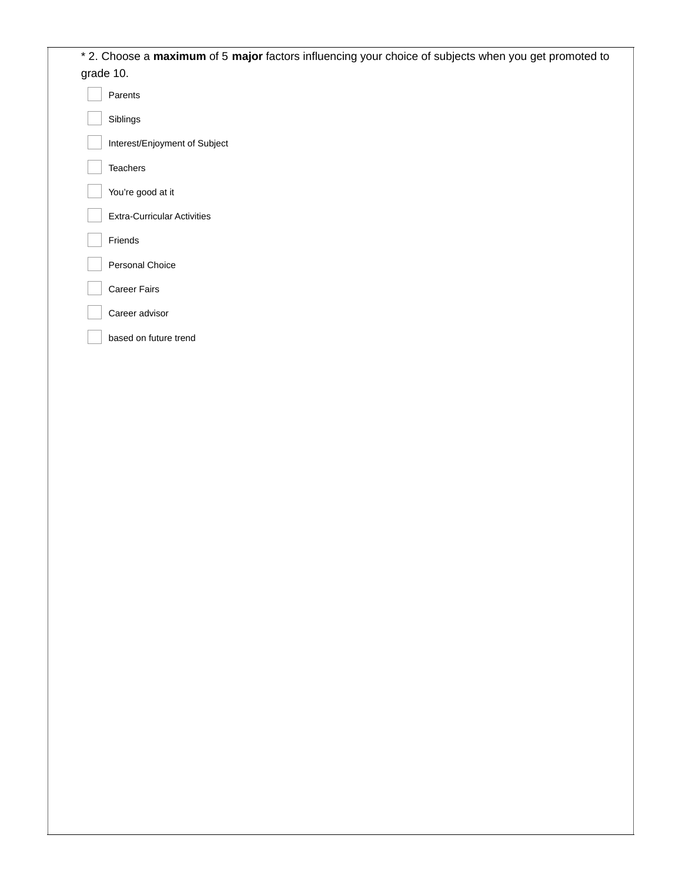* 2. Choose a **maximum** of 5 **major** factors influencing your choice of subjects when you get promoted to grade 10.

- [ ] Parents
- [ ] Siblings
- [ ] Interest/Enjoyment of Subject
- [ ] Teachers
- [ ] You’re good at it
- [ ] Extra-Curricular Activities
- [ ] Friends
- [ ] Personal Choice
- [ ] Career Fairs
- [ ] Career advisor
- [ ] based on future trend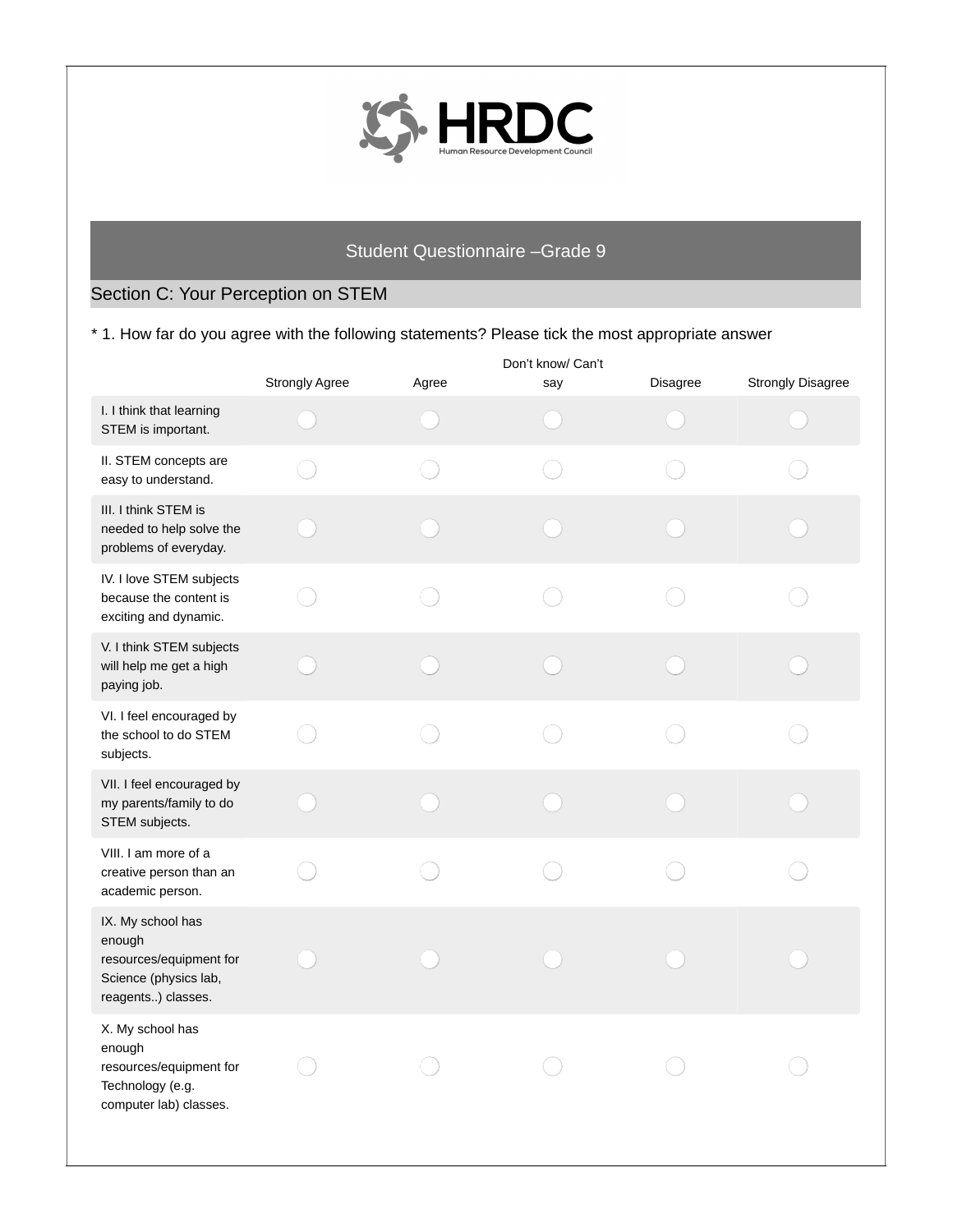# Student Questionnaire –Grade 9

## Section C: Your Perception on STEM

\* 1. How far do you agree with the following statements? Please tick the most appropriate answer

| | Strongly Agree | Agree | Don't know/ Can't say | Disagree | Strongly Disagree |
|---|---|---|---|---|---|
| I. I think that learning STEM is important. | ◯ | ◯ | ◯ | ◯ | ◯ |
| II. STEM concepts are easy to understand. | ◯ | ◯ | ◯ | ◯ | ◯ |
| III. I think STEM is needed to help solve the problems of everyday. | ◯ | ◯ | ◯ | ◯ | ◯ |
| IV. I love STEM subjects because the content is exciting and dynamic. | ◯ | ◯ | ◯ | ◯ | ◯ |
| V. I think STEM subjects will help me get a high paying job. | ◯ | ◯ | ◯ | ◯ | ◯ |
| VI. I feel encouraged by the school to do STEM subjects. | ◯ | ◯ | ◯ | ◯ | ◯ |
| VII. I feel encouraged by my parents/family to do STEM subjects. | ◯ | ◯ | ◯ | ◯ | ◯ |
| VIII. I am more of a creative person than an academic person. | ◯ | ◯ | ◯ | ◯ | ◯ |
| IX. My school has enough resources/equipment for Science (physics lab, reagents..) classes. | ◯ | ◯ | ◯ | ◯ | ◯ |
| X. My school has enough resources/equipment for Technology (e.g. computer lab) classes. | ◯ | ◯ | ◯ | ◯ | ◯ |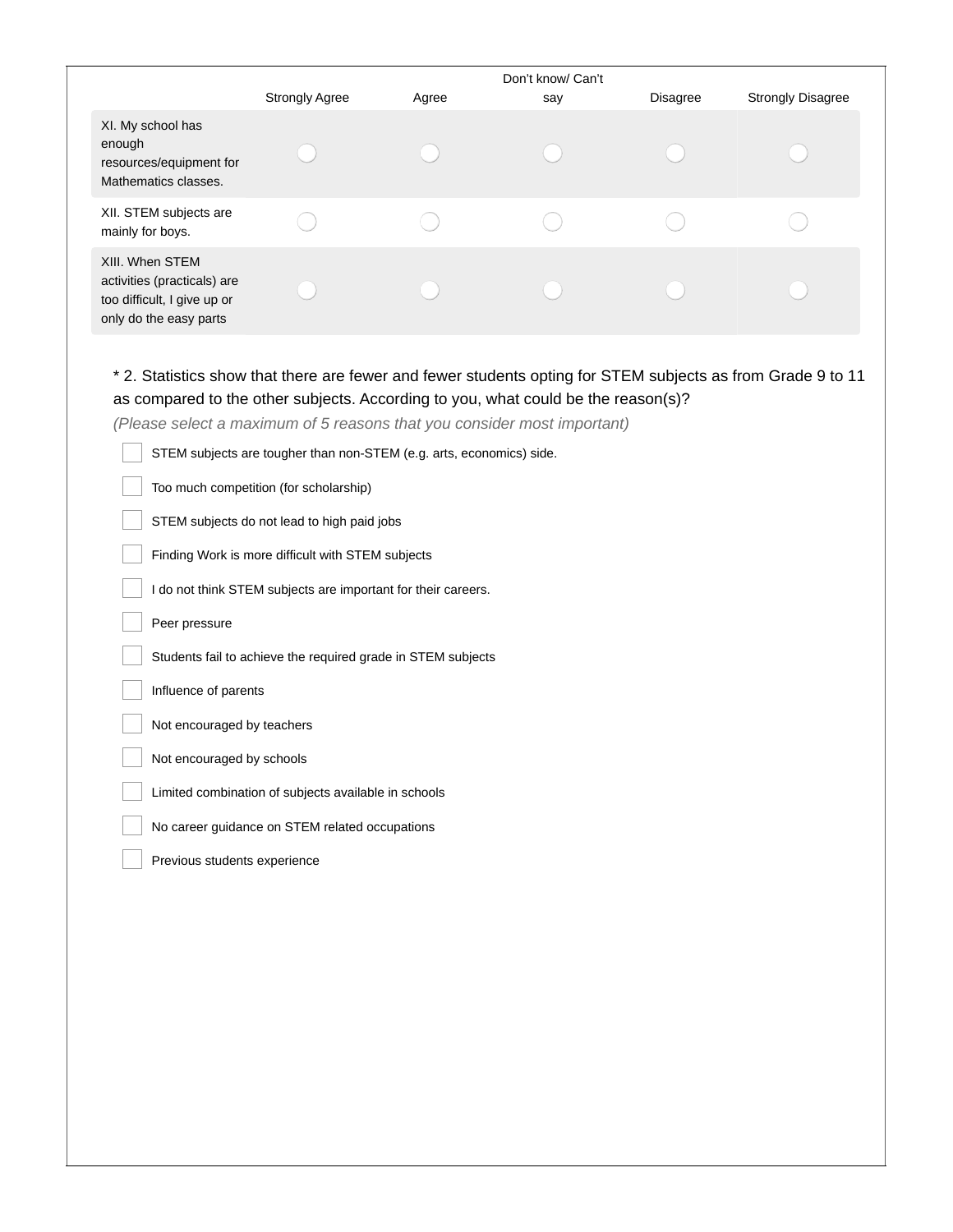| | Strongly Agree | Agree | Don't know/ Can't say | Disagree | Strongly Disagree |
|---|---|---|---|---|---|
| XI. My school has enough resources/equipment for Mathematics classes. | ◯ | ◯ | ◯ | ◯ | ◯ |
| XII. STEM subjects are mainly for boys. | ◯ | ◯ | ◯ | ◯ | ◯ |
| XIII. When STEM activities (practicals) are too difficult, I give up or only do the easy parts | ◯ | ◯ | ◯ | ◯ | ◯ |

* 2. Statistics show that there are fewer and fewer students opting for STEM subjects as from Grade 9 to 11 as compared to the other subjects. According to you, what could be the reason(s)?

*(Please select a maximum of 5 reasons that you consider most important)*

- [ ] STEM subjects are tougher than non-STEM (e.g. arts, economics) side.
- [ ] Too much competition (for scholarship)
- [ ] STEM subjects do not lead to high paid jobs
- [ ] Finding Work is more difficult with STEM subjects
- [ ] I do not think STEM subjects are important for their careers.
- [ ] Peer pressure
- [ ] Students fail to achieve the required grade in STEM subjects
- [ ] Influence of parents
- [ ] Not encouraged by teachers
- [ ] Not encouraged by schools
- [ ] Limited combination of subjects available in schools
- [ ] No career guidance on STEM related occupations
- [ ] Previous students experience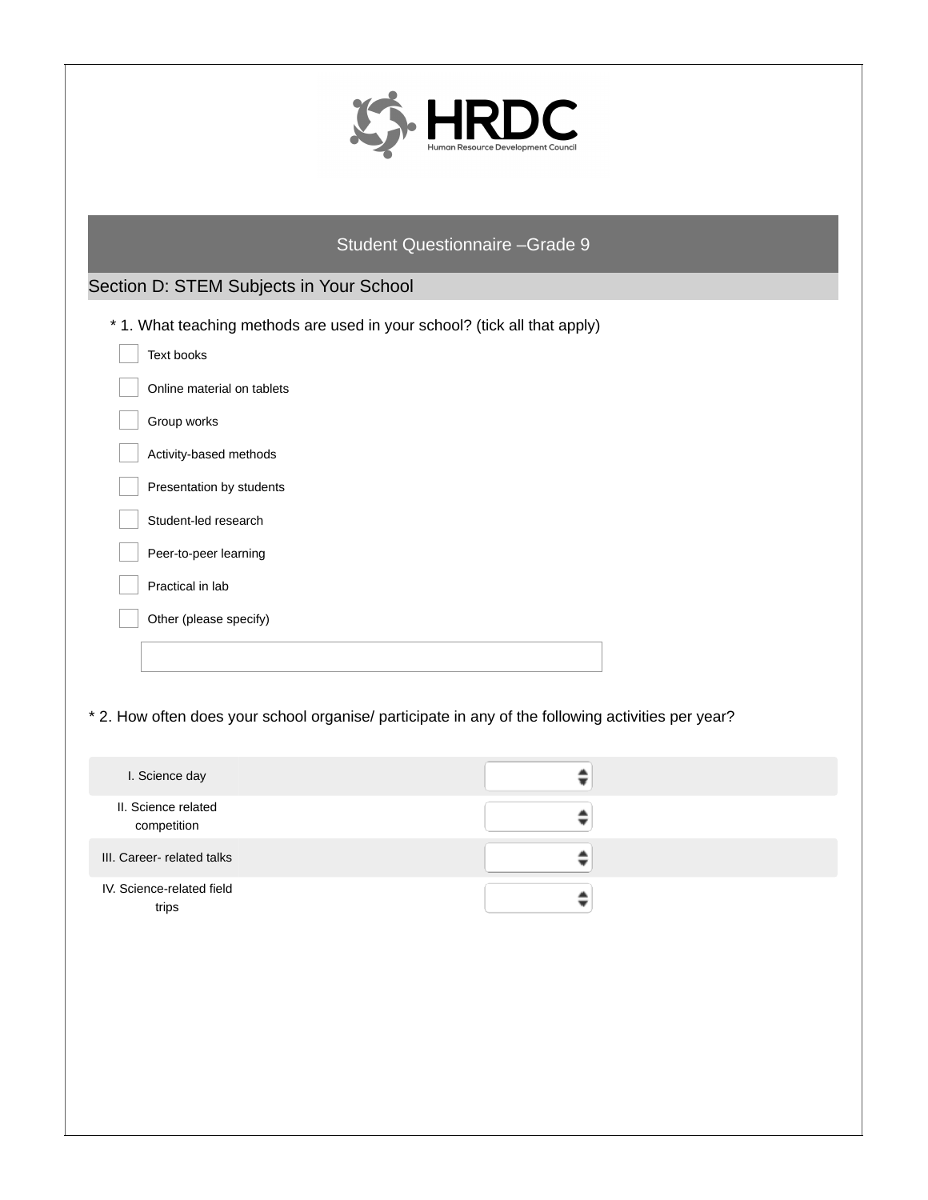## Student Questionnaire –Grade 9

### Section D: STEM Subjects in Your School

\* 1. What teaching methods are used in your school? (tick all that apply)

- [ ] Text books
- [ ] Online material on tablets
- [ ] Group works
- [ ] Activity-based methods
- [ ] Presentation by students
- [ ] Student-led research
- [ ] Peer-to-peer learning
- [ ] Practical in lab
- [ ] Other (please specify)

\* 2. How often does your school organise/ participate in any of the following activities per year?

| Activity | Frequency |
|---|---|
| I. Science day | |
| II. Science related competition | |
| III. Career- related talks | |
| IV. Science-related field trips | |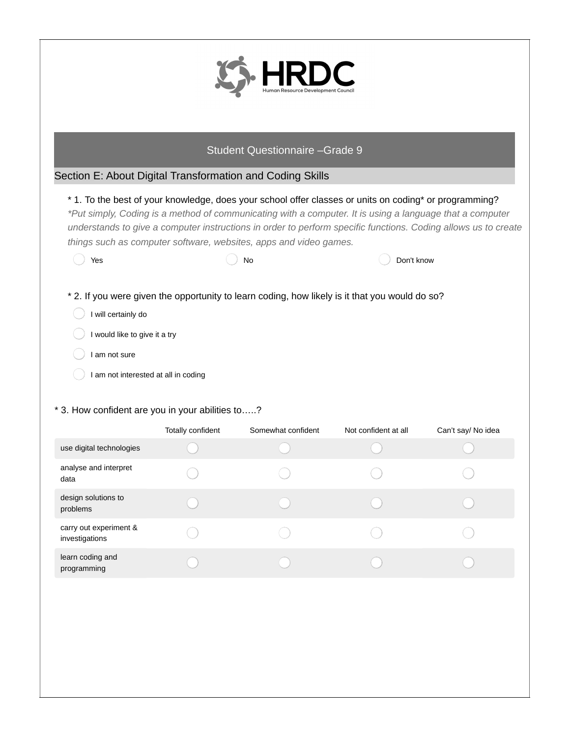# Student Questionnaire –Grade 9

## Section E: About Digital Transformation and Coding Skills

* 1. To the best of your knowledge, does your school offer classes or units on coding* or programming?

*\*Put simply, Coding is a method of communicating with a computer. It is using a language that a computer understands to give a computer instructions in order to perform specific functions. Coding allows us to create things such as computer software, websites, apps and video games.*

- ◯ Yes
- ◯ No
- ◯ Don't know

* 2. If you were given the opportunity to learn coding, how likely is it that you would do so?

- ◯ I will certainly do
- ◯ I would like to give it a try
- ◯ I am not sure
- ◯ I am not interested at all in coding

* 3. How confident are you in your abilities to…..?

| | Totally confident | Somewhat confident | Not confident at all | Can't say/ No idea |
|---|---|---|---|---|
| use digital technologies | ◯ | ◯ | ◯ | ◯ |
| analyse and interpret data | ◯ | ◯ | ◯ | ◯ |
| design solutions to problems | ◯ | ◯ | ◯ | ◯ |
| carry out experiment & investigations | ◯ | ◯ | ◯ | ◯ |
| learn coding and programming | ◯ | ◯ | ◯ | ◯ |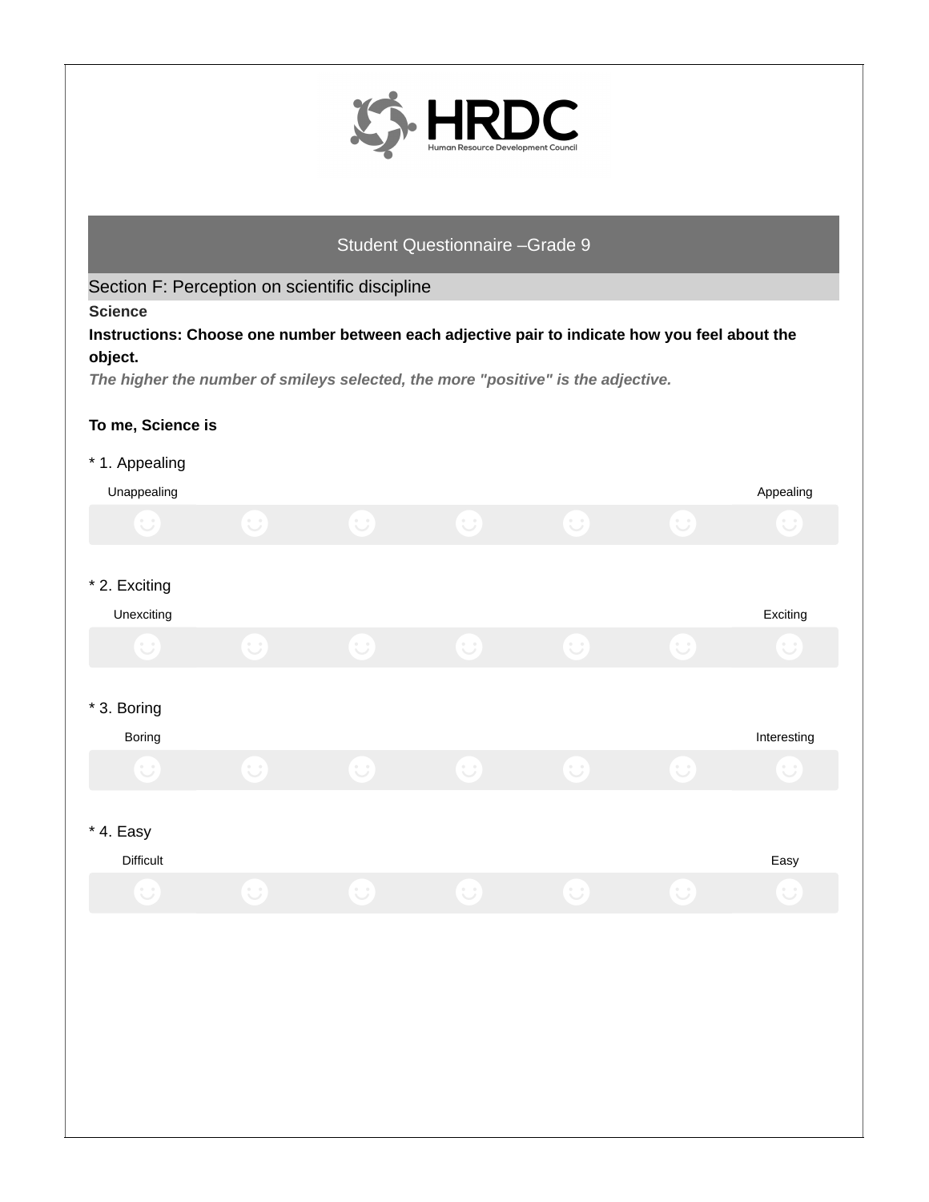# Student Questionnaire –Grade 9

## Section F: Perception on scientific discipline

**Science**

**Instructions: Choose one number between each adjective pair to indicate how you feel about the object.**

***The higher the number of smileys selected, the more "positive" is the adjective.***

**To me, Science is**

\* 1. Appealing

Unappealing ☺ ☺ ☺ ☺ ☺ ☺ ☺ Appealing

\* 2. Exciting

Unexciting ☺ ☺ ☺ ☺ ☺ ☺ ☺ Exciting

\* 3. Boring

Boring ☺ ☺ ☺ ☺ ☺ ☺ ☺ Interesting

\* 4. Easy

Difficult ☺ ☺ ☺ ☺ ☺ ☺ ☺ Easy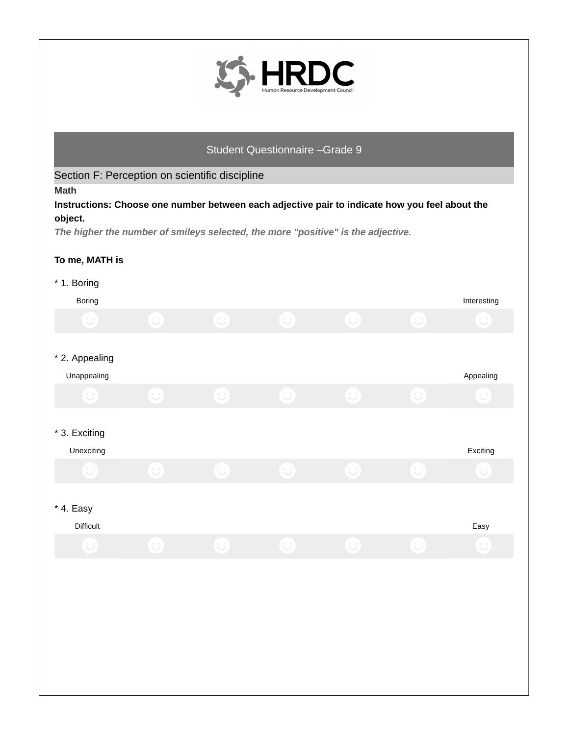HRDC
Human Resource Development Council

## Student Questionnaire –Grade 9

### Section F: Perception on scientific discipline

**Math**

**Instructions: Choose one number between each adjective pair to indicate how you feel about the object.**

***The higher the number of smileys selected, the more "positive" is the adjective.***

**To me, MATH is**

\* 1. Boring

| Boring | | | | | | Interesting |
|---|---|---|---|---|---|---|
| ☺ | ☺ | ☺ | ☺ | ☺ | ☺ | ☺ |

\* 2. Appealing

| Unappealing | | | | | | Appealing |
|---|---|---|---|---|---|---|
| ☺ | ☺ | ☺ | ☺ | ☺ | ☺ | ☺ |

\* 3. Exciting

| Unexciting | | | | | | Exciting |
|---|---|---|---|---|---|---|
| ☺ | ☺ | ☺ | ☺ | ☺ | ☺ | ☺ |

\* 4. Easy

| Difficult | | | | | | Easy |
|---|---|---|---|---|---|---|
| ☺ | ☺ | ☺ | ☺ | ☺ | ☺ | ☺ |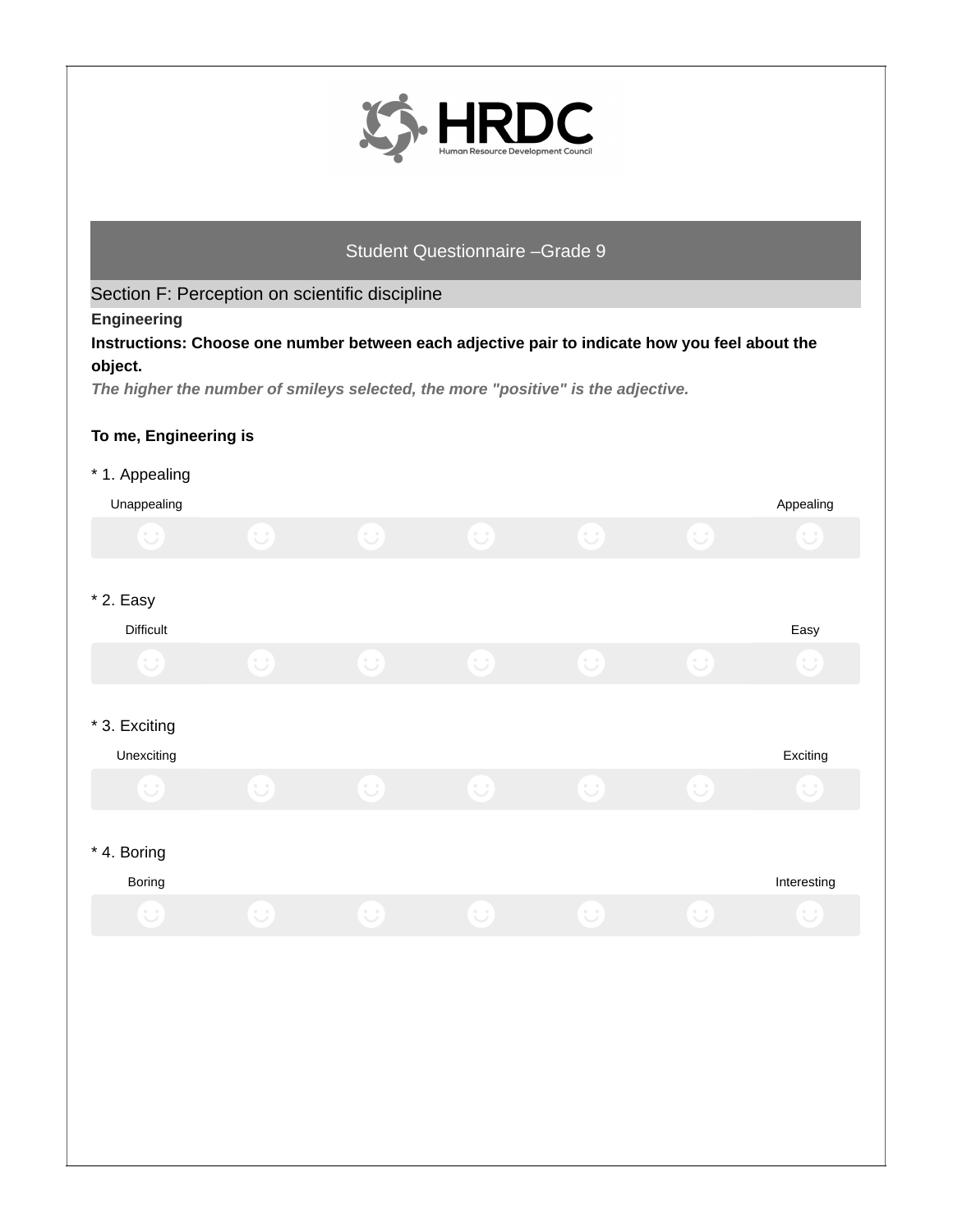Student Questionnaire –Grade 9

## Section F: Perception on scientific discipline

**Engineering**

**Instructions: Choose one number between each adjective pair to indicate how you feel about the object.**

***The higher the number of smileys selected, the more "positive" is the adjective.***

**To me, Engineering is**

\* 1. Appealing

Unappealing ☺ ☺ ☺ ☺ ☺ ☺ ☺ Appealing

\* 2. Easy

Difficult ☺ ☺ ☺ ☺ ☺ ☺ ☺ Easy

\* 3. Exciting

Unexciting ☺ ☺ ☺ ☺ ☺ ☺ ☺ Exciting

\* 4. Boring

Boring ☺ ☺ ☺ ☺ ☺ ☺ ☺ Interesting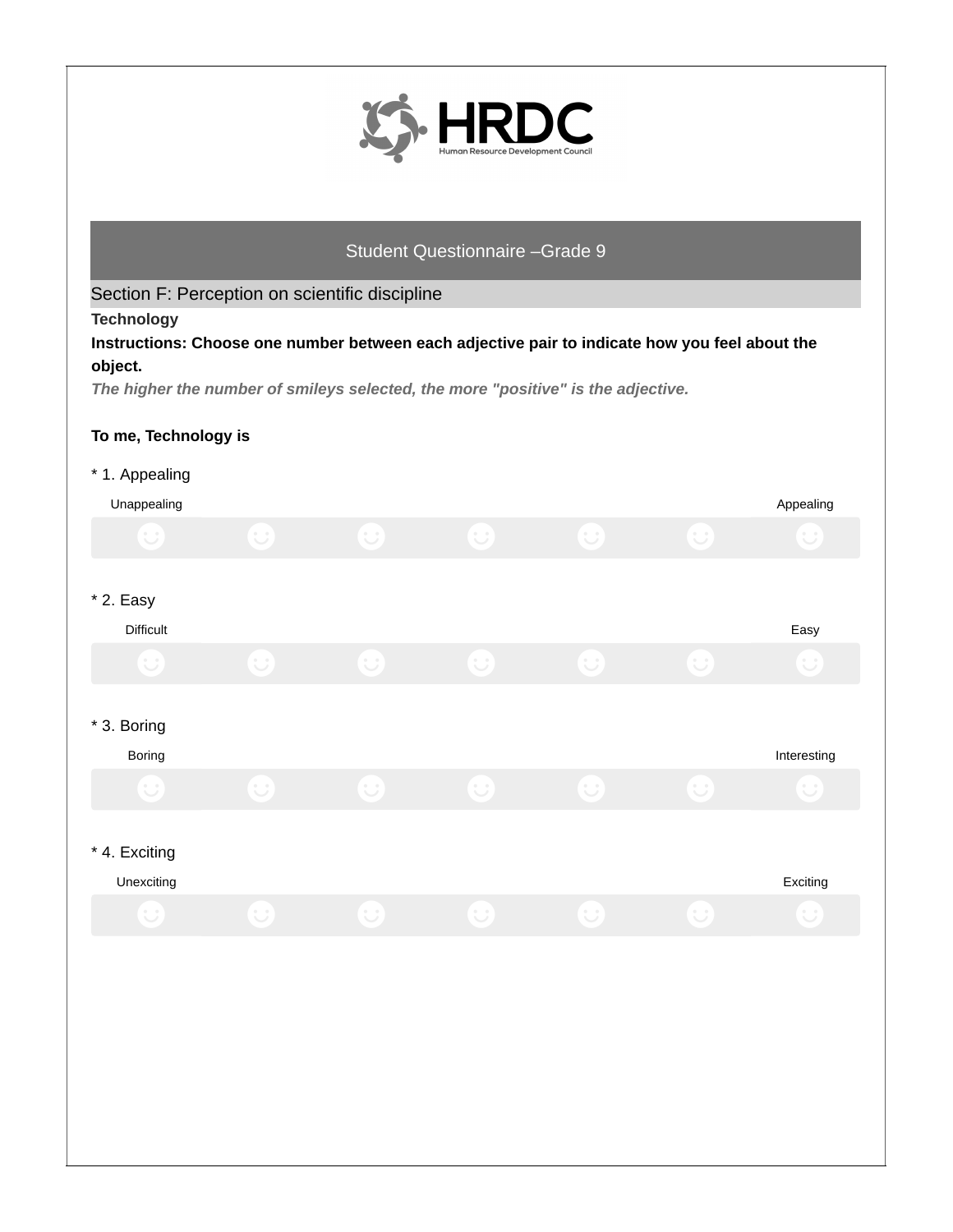## Student Questionnaire –Grade 9

### Section F: Perception on scientific discipline

**Technology**

**Instructions: Choose one number between each adjective pair to indicate how you feel about the object.**

***The higher the number of smileys selected, the more "positive" is the adjective.***

**To me, Technology is**

* 1. Appealing

| Unappealing | | | | | | Appealing |
|---|---|---|---|---|---|---|
| ☺ | ☺ | ☺ | ☺ | ☺ | ☺ | ☺ |

* 2. Easy

| Difficult | | | | | | Easy |
|---|---|---|---|---|---|---|
| ☺ | ☺ | ☺ | ☺ | ☺ | ☺ | ☺ |

* 3. Boring

| Boring | | | | | | Interesting |
|---|---|---|---|---|---|---|
| ☺ | ☺ | ☺ | ☺ | ☺ | ☺ | ☺ |

* 4. Exciting

| Unexciting | | | | | | Exciting |
|---|---|---|---|---|---|---|
| ☺ | ☺ | ☺ | ☺ | ☺ | ☺ | ☺ |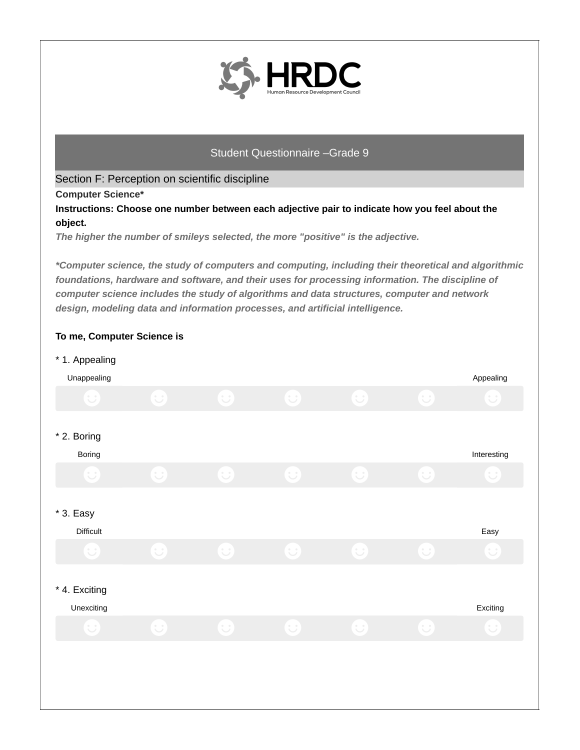## Student Questionnaire –Grade 9

### Section F: Perception on scientific discipline

**Computer Science***

**Instructions: Choose one number between each adjective pair to indicate how you feel about the object.**

***The higher the number of smileys selected, the more "positive" is the adjective.***

***Computer science, the study of computers and computing, including their theoretical and algorithmic foundations, hardware and software, and their uses for processing information. The discipline of computer science includes the study of algorithms and data structures, computer and network design, modeling data and information processes, and artificial intelligence.***

**To me, Computer Science is**

\* 1. Appealing

| Unappealing | | | | | | Appealing |
|---|---|---|---|---|---|---|
| ☺ | ☺ | ☺ | ☺ | ☺ | ☺ | ☺ |

\* 2. Boring

| Boring | | | | | | Interesting |
|---|---|---|---|---|---|---|
| ☺ | ☺ | ☺ | ☺ | ☺ | ☺ | ☺ |

\* 3. Easy

| Difficult | | | | | | Easy |
|---|---|---|---|---|---|---|
| ☺ | ☺ | ☺ | ☺ | ☺ | ☺ | ☺ |

\* 4. Exciting

| Unexciting | | | | | | Exciting |
|---|---|---|---|---|---|---|
| ☺ | ☺ | ☺ | ☺ | ☺ | ☺ | ☺ |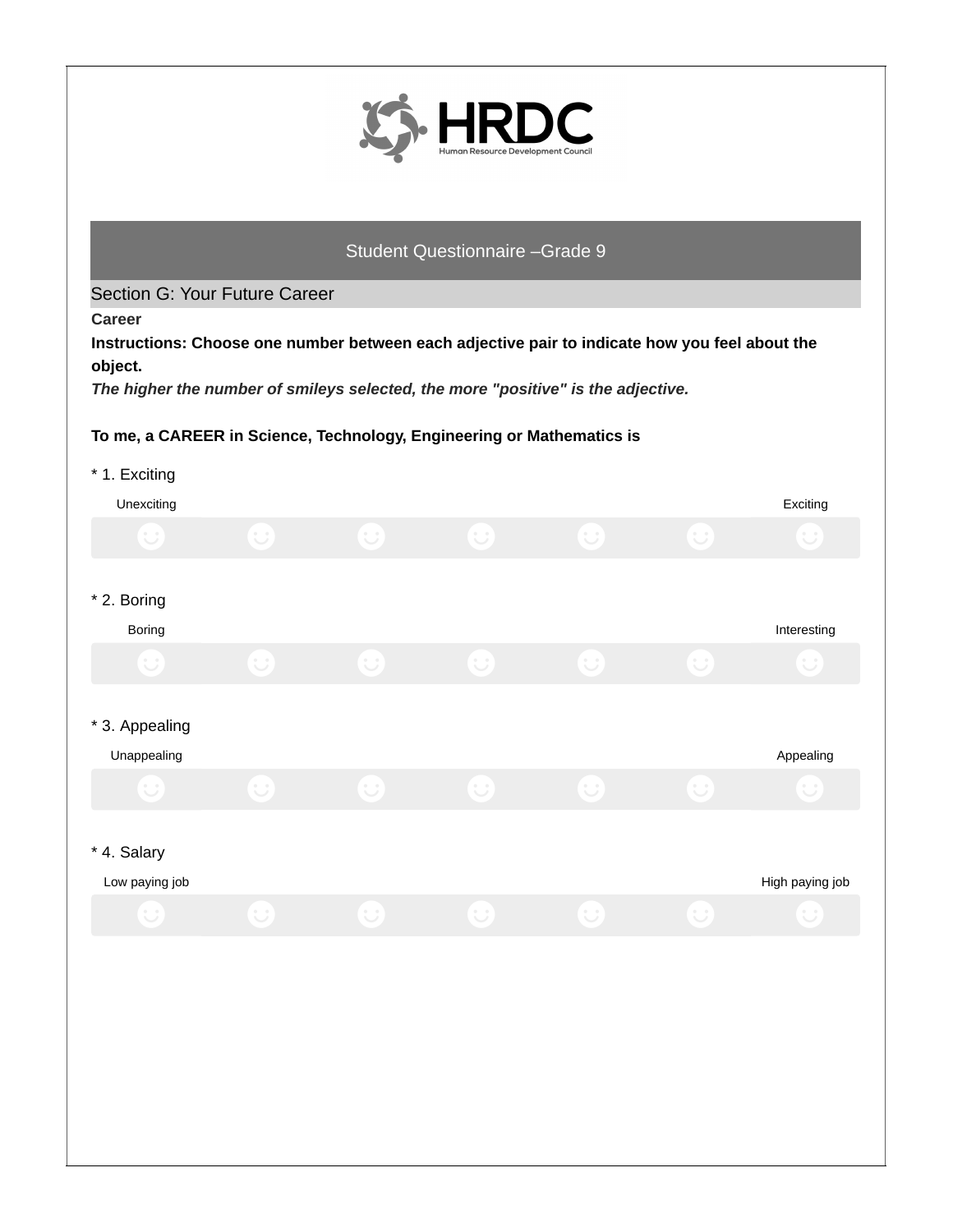HRDC

Human Resource Development Council

## Student Questionnaire –Grade 9

### Section G: Your Future Career

**Career**

**Instructions: Choose one number between each adjective pair to indicate how you feel about the object.**

***The higher the number of smileys selected, the more "positive" is the adjective.***

**To me, a CAREER in Science, Technology, Engineering or Mathematics is**

* 1. Exciting

| Unexciting | | | | | | Exciting |
|---|---|---|---|---|---|---|
| ☺ | ☺ | ☺ | ☺ | ☺ | ☺ | ☺ |

* 2. Boring

| Boring | | | | | | Interesting |
|---|---|---|---|---|---|---|
| ☺ | ☺ | ☺ | ☺ | ☺ | ☺ | ☺ |

* 3. Appealing

| Unappealing | | | | | | Appealing |
|---|---|---|---|---|---|---|
| ☺ | ☺ | ☺ | ☺ | ☺ | ☺ | ☺ |

* 4. Salary

| Low paying job | | | | | | High paying job |
|---|---|---|---|---|---|---|
| ☺ | ☺ | ☺ | ☺ | ☺ | ☺ | ☺ |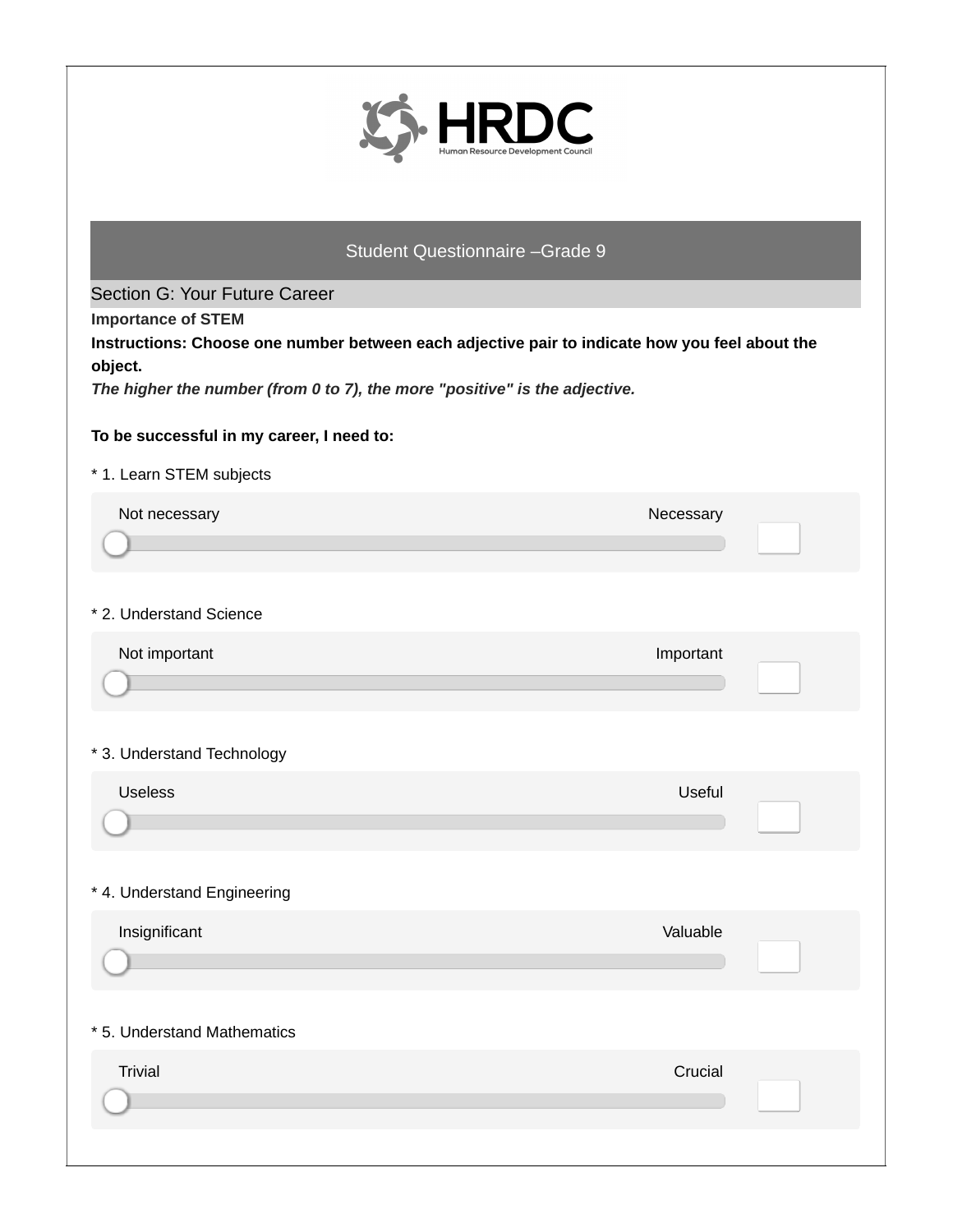HRDC

Human Resource Development Council

## Student Questionnaire –Grade 9

### Section G: Your Future Career

**Importance of STEM**

**Instructions: Choose one number between each adjective pair to indicate how you feel about the object.**

***The higher the number (from 0 to 7), the more "positive" is the adjective.***

**To be successful in my career, I need to:**

\* 1. Learn STEM subjects

Not necessary — Necessary

\* 2. Understand Science

Not important — Important

\* 3. Understand Technology

Useless — Useful

\* 4. Understand Engineering

Insignificant — Valuable

\* 5. Understand Mathematics

Trivial — Crucial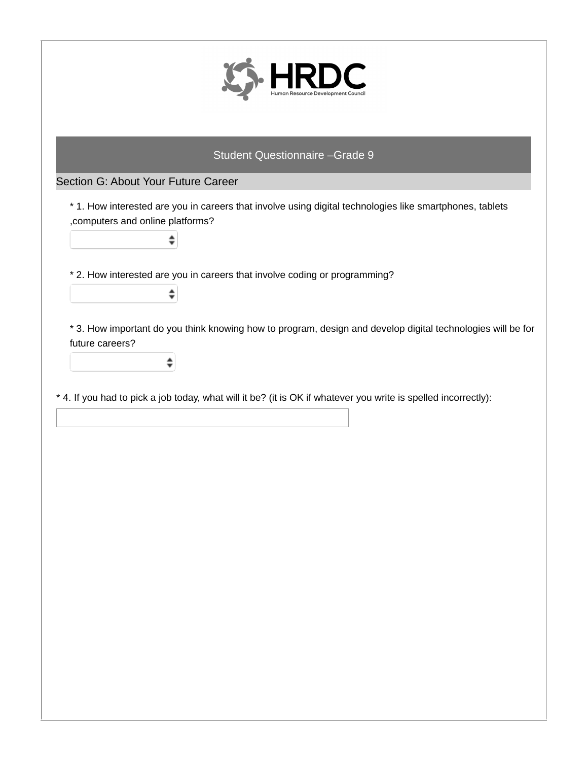Student Questionnaire –Grade 9

## Section G: About Your Future Career

* 1. How interested are you in careers that involve using digital technologies like smartphones, tablets ,computers and online platforms?

* 2. How interested are you in careers that involve coding or programming?

* 3. How important do you think knowing how to program, design and develop digital technologies will be for future careers?

* 4. If you had to pick a job today, what will it be? (it is OK if whatever you write is spelled incorrectly):